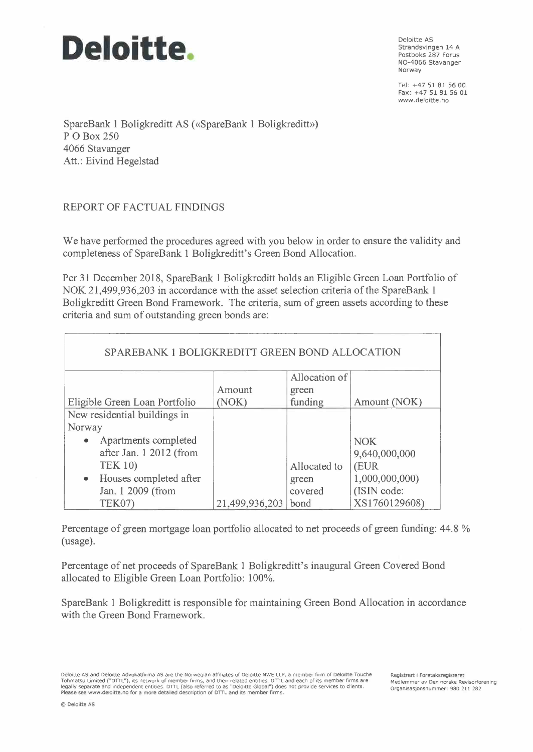**Deloitte.**

Deloitte AS
Strandsvingen 14 A
Postboks 287 Forus
NO-4066 Stavanger
Norway

Tel: +47 51 81 56 00
Fax: +47 51 81 56 01
www.deloitte.no

SpareBank 1 Boligkreditt AS («SpareBank 1 Boligkreditt»)
P O Box 250
4066 Stavanger
Att.: Eivind Hegelstad

REPORT OF FACTUAL FINDINGS

We have performed the procedures agreed with you below in order to ensure the validity and completeness of SpareBank 1 Boligkreditt's Green Bond Allocation.

Per 31 December 2018, SpareBank 1 Boligkreditt holds an Eligible Green Loan Portfolio of NOK 21,499,936,203 in accordance with the asset selection criteria of the SpareBank 1 Boligkreditt Green Bond Framework. The criteria, sum of green assets according to these criteria and sum of outstanding green bonds are:

| SPAREBANK 1 BOLIGKREDITT GREEN BOND ALLOCATION | | | |
|---|---|---|---|
| Eligible Green Loan Portfolio | Amount (NOK) | Allocation of green funding | Amount (NOK) |
| New residential buildings in Norway<br>• Apartments completed after Jan. 1 2012 (from TEK 10)<br>• Houses completed after Jan. 1 2009 (from TEK07) | 21,499,936,203 | Allocated to green covered bond | NOK 9,640,000,000 (EUR 1,000,000,000) (ISIN code: XS1760129608) |

Percentage of green mortgage loan portfolio allocated to net proceeds of green funding: 44.8 % (usage).

Percentage of net proceeds of SpareBank 1 Boligkreditt's inaugural Green Covered Bond allocated to Eligible Green Loan Portfolio: 100%.

SpareBank 1 Boligkreditt is responsible for maintaining Green Bond Allocation in accordance with the Green Bond Framework.

Deloitte AS and Deloitte Advokatfirma AS are the Norwegian affiliates of Deloitte NWE LLP, a member firm of Deloitte Touche Tohmatsu Limited ("DTTL"), its network of member firms, and their related entities. DTTL and each of its member firms are legally separate and independent entities. DTTL (also referred to as "Deloitte Global") does not provide services to clients. Please see www.deloitte.no for a more detailed description of DTTL and its member firms.

Registrert i Foretaksregisteret
Medlemmer av Den norske Revisorforening
Organisasjonsnummer: 980 211 282

© Deloitte AS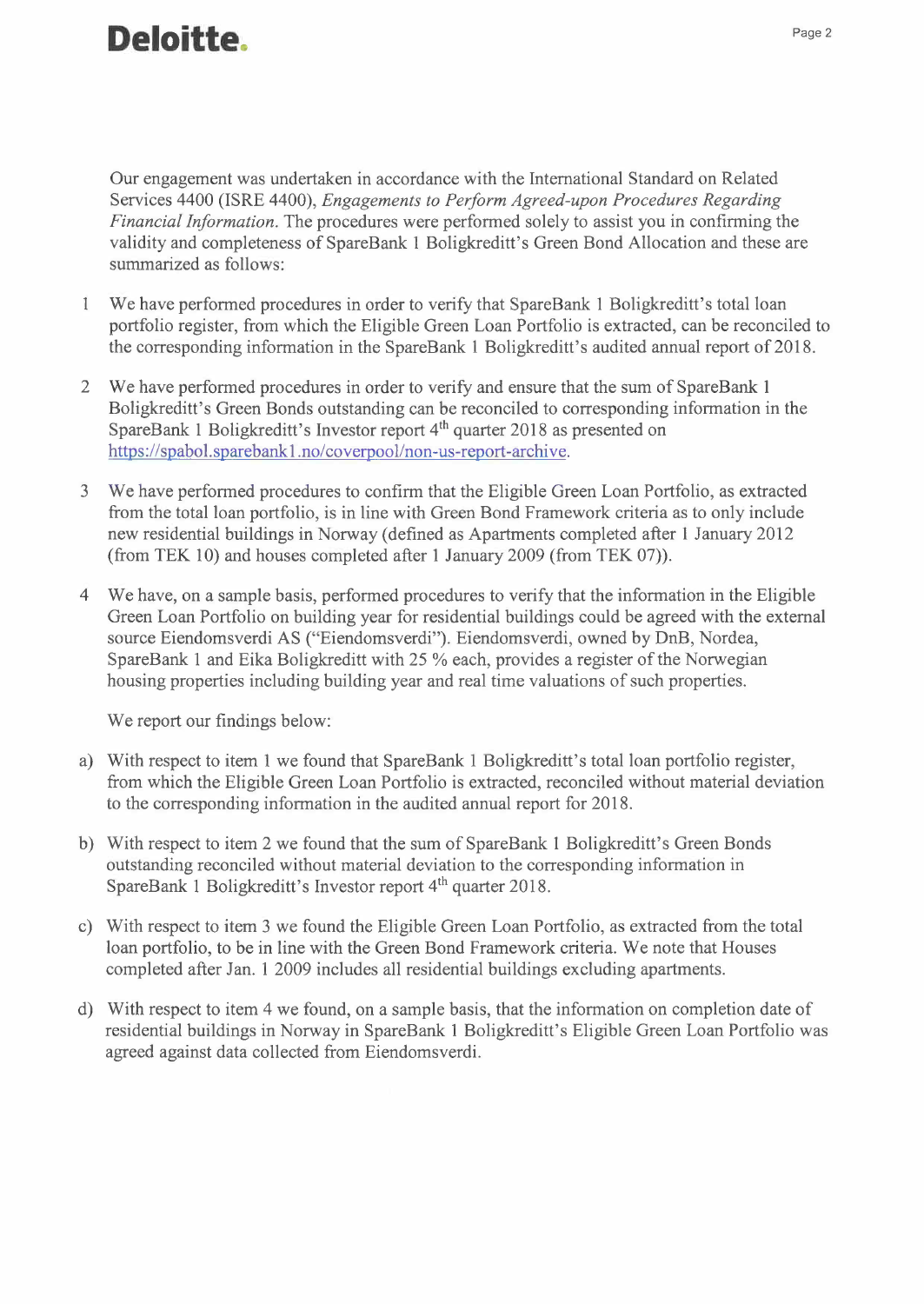Our engagement was undertaken in accordance with the International Standard on Related Services 4400 (ISRE 4400), *Engagements to Perform Agreed-upon Procedures Regarding Financial Information*. The procedures were performed solely to assist you in confirming the validity and completeness of SpareBank 1 Boligkreditt's Green Bond Allocation and these are summarized as follows:

1. We have performed procedures in order to verify that SpareBank 1 Boligkreditt's total loan portfolio register, from which the Eligible Green Loan Portfolio is extracted, can be reconciled to the corresponding information in the SpareBank 1 Boligkreditt's audited annual report of 2018.

2. We have performed procedures in order to verify and ensure that the sum of SpareBank 1 Boligkreditt's Green Bonds outstanding can be reconciled to corresponding information in the SpareBank 1 Boligkreditt's Investor report 4th quarter 2018 as presented on https://spabol.sparebank1.no/coverpool/non-us-report-archive.

3. We have performed procedures to confirm that the Eligible Green Loan Portfolio, as extracted from the total loan portfolio, is in line with Green Bond Framework criteria as to only include new residential buildings in Norway (defined as Apartments completed after 1 January 2012 (from TEK 10) and houses completed after 1 January 2009 (from TEK 07)).

4. We have, on a sample basis, performed procedures to verify that the information in the Eligible Green Loan Portfolio on building year for residential buildings could be agreed with the external source Eiendomsverdi AS ("Eiendomsverdi"). Eiendomsverdi, owned by DnB, Nordea, SpareBank 1 and Eika Boligkreditt with 25 % each, provides a register of the Norwegian housing properties including building year and real time valuations of such properties.

We report our findings below:

a) With respect to item 1 we found that SpareBank 1 Boligkreditt's total loan portfolio register, from which the Eligible Green Loan Portfolio is extracted, reconciled without material deviation to the corresponding information in the audited annual report for 2018.

b) With respect to item 2 we found that the sum of SpareBank 1 Boligkreditt's Green Bonds outstanding reconciled without material deviation to the corresponding information in SpareBank 1 Boligkreditt's Investor report 4th quarter 2018.

c) With respect to item 3 we found the Eligible Green Loan Portfolio, as extracted from the total loan portfolio, to be in line with the Green Bond Framework criteria. We note that Houses completed after Jan. 1 2009 includes all residential buildings excluding apartments.

d) With respect to item 4 we found, on a sample basis, that the information on completion date of residential buildings in Norway in SpareBank 1 Boligkreditt's Eligible Green Loan Portfolio was agreed against data collected from Eiendomsverdi.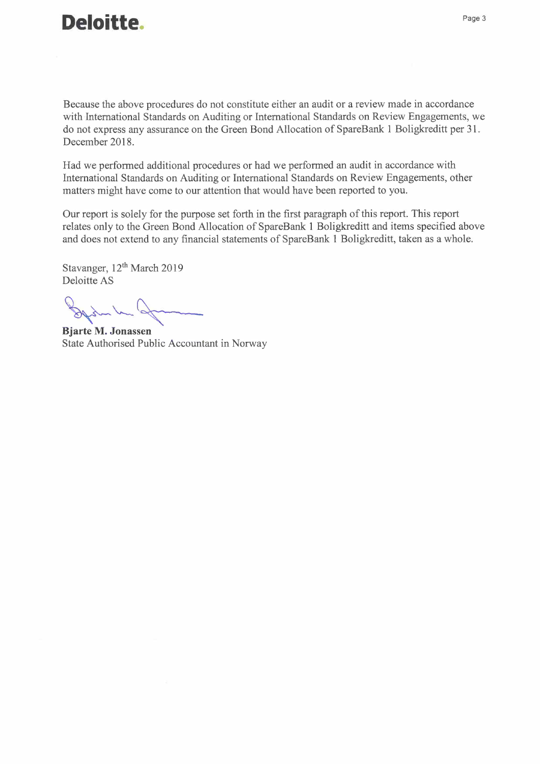Because the above procedures do not constitute either an audit or a review made in accordance with International Standards on Auditing or International Standards on Review Engagements, we do not express any assurance on the Green Bond Allocation of SpareBank 1 Boligkreditt per 31. December 2018.

Had we performed additional procedures or had we performed an audit in accordance with International Standards on Auditing or International Standards on Review Engagements, other matters might have come to our attention that would have been reported to you.

Our report is solely for the purpose set forth in the first paragraph of this report. This report relates only to the Green Bond Allocation of SpareBank 1 Boligkreditt and items specified above and does not extend to any financial statements of SpareBank 1 Boligkreditt, taken as a whole.

Stavanger, 12th March 2019
Deloitte AS

**Bjarte M. Jonassen**
State Authorised Public Accountant in Norway